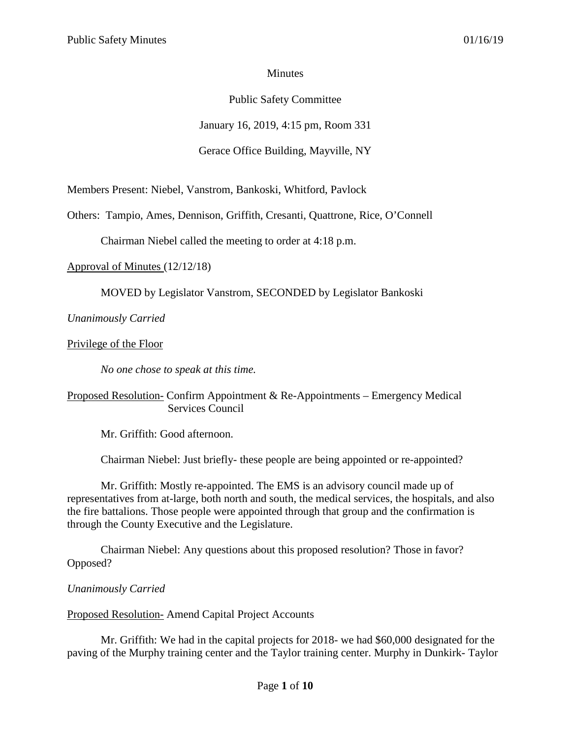Minutes

Public Safety Committee

January 16, 2019, 4:15 pm, Room 331

Gerace Office Building, Mayville, NY

Members Present: Niebel, Vanstrom, Bankoski, Whitford, Pavlock

Others: Tampio, Ames, Dennison, Griffith, Cresanti, Quattrone, Rice, O'Connell

Chairman Niebel called the meeting to order at 4:18 p.m.

Approval of Minutes (12/12/18)

MOVED by Legislator Vanstrom, SECONDED by Legislator Bankoski

*Unanimously Carried*

Privilege of the Floor

*No one chose to speak at this time.*

Proposed Resolution- Confirm Appointment & Re-Appointments – Emergency Medical Services Council

Mr. Griffith: Good afternoon.

Chairman Niebel: Just briefly- these people are being appointed or re-appointed?

Mr. Griffith: Mostly re-appointed. The EMS is an advisory council made up of representatives from at-large, both north and south, the medical services, the hospitals, and also the fire battalions. Those people were appointed through that group and the confirmation is through the County Executive and the Legislature.

Chairman Niebel: Any questions about this proposed resolution? Those in favor? Opposed?

*Unanimously Carried*

Proposed Resolution- Amend Capital Project Accounts

Mr. Griffith: We had in the capital projects for 2018- we had $60,000 designated for the paving of the Murphy training center and the Taylor training center. Murphy in Dunkirk- Taylor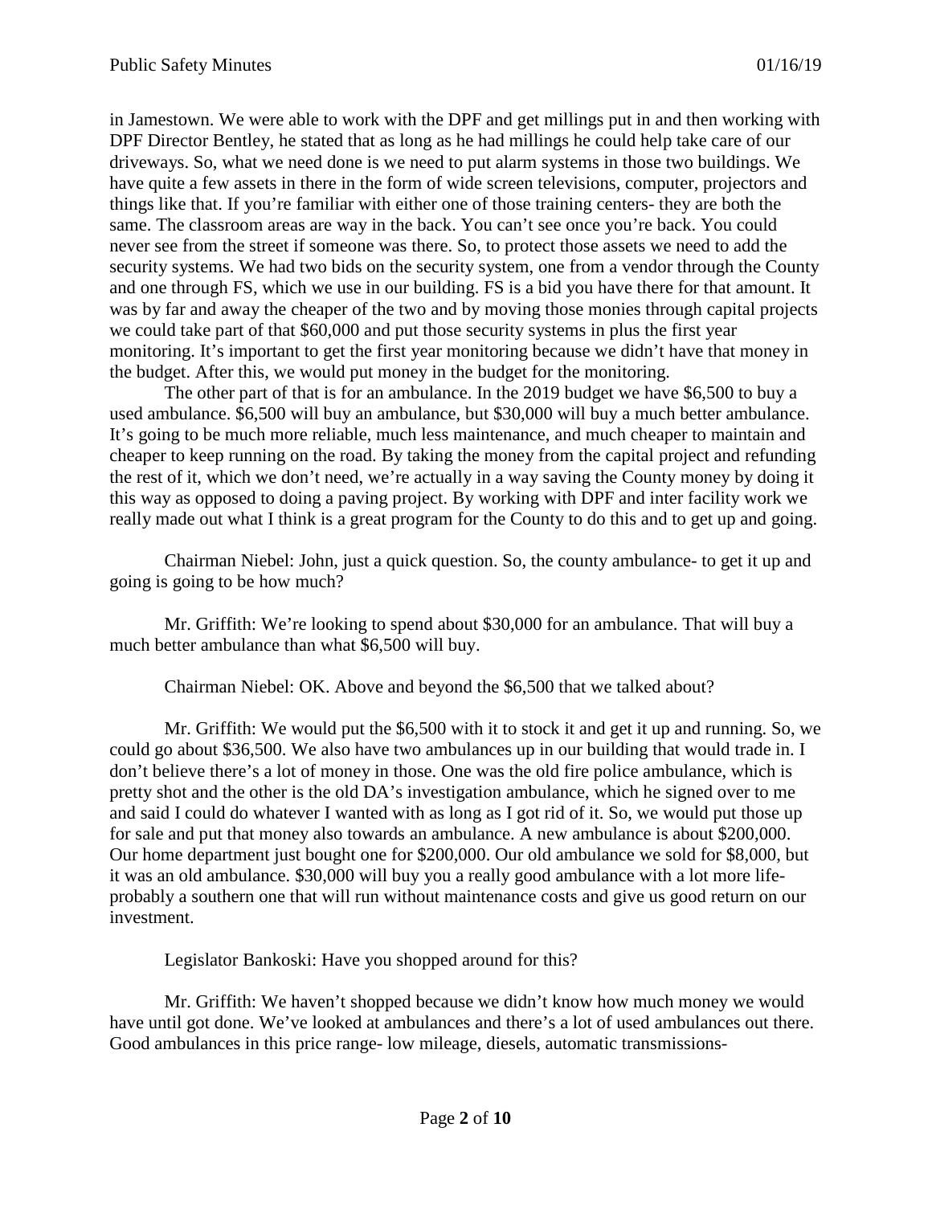in Jamestown. We were able to work with the DPF and get millings put in and then working with DPF Director Bentley, he stated that as long as he had millings he could help take care of our driveways. So, what we need done is we need to put alarm systems in those two buildings. We have quite a few assets in there in the form of wide screen televisions, computer, projectors and things like that. If you're familiar with either one of those training centers- they are both the same. The classroom areas are way in the back. You can't see once you're back. You could never see from the street if someone was there. So, to protect those assets we need to add the security systems. We had two bids on the security system, one from a vendor through the County and one through FS, which we use in our building. FS is a bid you have there for that amount. It was by far and away the cheaper of the two and by moving those monies through capital projects we could take part of that $60,000 and put those security systems in plus the first year monitoring. It's important to get the first year monitoring because we didn't have that money in the budget. After this, we would put money in the budget for the monitoring.

The other part of that is for an ambulance. In the 2019 budget we have $6,500 to buy a used ambulance. $6,500 will buy an ambulance, but $30,000 will buy a much better ambulance. It's going to be much more reliable, much less maintenance, and much cheaper to maintain and cheaper to keep running on the road. By taking the money from the capital project and refunding the rest of it, which we don't need, we're actually in a way saving the County money by doing it this way as opposed to doing a paving project. By working with DPF and inter facility work we really made out what I think is a great program for the County to do this and to get up and going.

Chairman Niebel: John, just a quick question. So, the county ambulance- to get it up and going is going to be how much?

Mr. Griffith: We're looking to spend about $30,000 for an ambulance. That will buy a much better ambulance than what $6,500 will buy.

Chairman Niebel: OK. Above and beyond the $6,500 that we talked about?

Mr. Griffith: We would put the $6,500 with it to stock it and get it up and running. So, we could go about $36,500. We also have two ambulances up in our building that would trade in. I don't believe there's a lot of money in those. One was the old fire police ambulance, which is pretty shot and the other is the old DA's investigation ambulance, which he signed over to me and said I could do whatever I wanted with as long as I got rid of it. So, we would put those up for sale and put that money also towards an ambulance. A new ambulance is about $200,000. Our home department just bought one for $200,000. Our old ambulance we sold for $8,000, but it was an old ambulance. $30,000 will buy you a really good ambulance with a lot more life- probably a southern one that will run without maintenance costs and give us good return on our investment.

Legislator Bankoski: Have you shopped around for this?

Mr. Griffith: We haven't shopped because we didn't know how much money we would have until got done. We've looked at ambulances and there's a lot of used ambulances out there. Good ambulances in this price range- low mileage, diesels, automatic transmissions-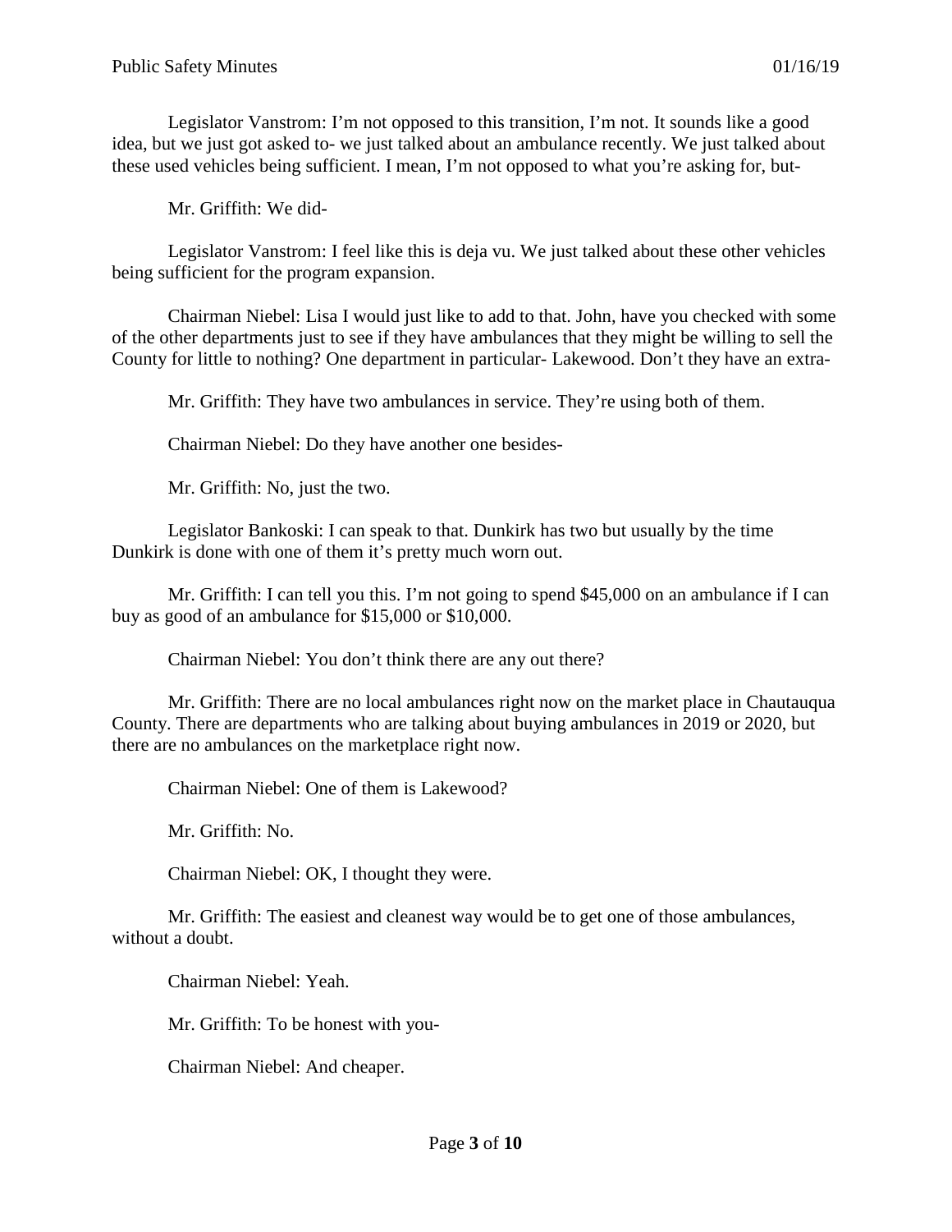Legislator Vanstrom: I'm not opposed to this transition, I'm not. It sounds like a good idea, but we just got asked to- we just talked about an ambulance recently. We just talked about these used vehicles being sufficient. I mean, I'm not opposed to what you're asking for, but-

Mr. Griffith: We did-

Legislator Vanstrom: I feel like this is deja vu. We just talked about these other vehicles being sufficient for the program expansion.

Chairman Niebel: Lisa I would just like to add to that. John, have you checked with some of the other departments just to see if they have ambulances that they might be willing to sell the County for little to nothing? One department in particular- Lakewood. Don't they have an extra-

Mr. Griffith: They have two ambulances in service. They're using both of them.

Chairman Niebel: Do they have another one besides-

Mr. Griffith: No, just the two.

Legislator Bankoski: I can speak to that. Dunkirk has two but usually by the time Dunkirk is done with one of them it's pretty much worn out.

Mr. Griffith: I can tell you this. I'm not going to spend $45,000 on an ambulance if I can buy as good of an ambulance for $15,000 or $10,000.

Chairman Niebel: You don't think there are any out there?

Mr. Griffith: There are no local ambulances right now on the market place in Chautauqua County. There are departments who are talking about buying ambulances in 2019 or 2020, but there are no ambulances on the marketplace right now.

Chairman Niebel: One of them is Lakewood?

Mr. Griffith: No.

Chairman Niebel: OK, I thought they were.

Mr. Griffith: The easiest and cleanest way would be to get one of those ambulances, without a doubt.

Chairman Niebel: Yeah.

Mr. Griffith: To be honest with you-

Chairman Niebel: And cheaper.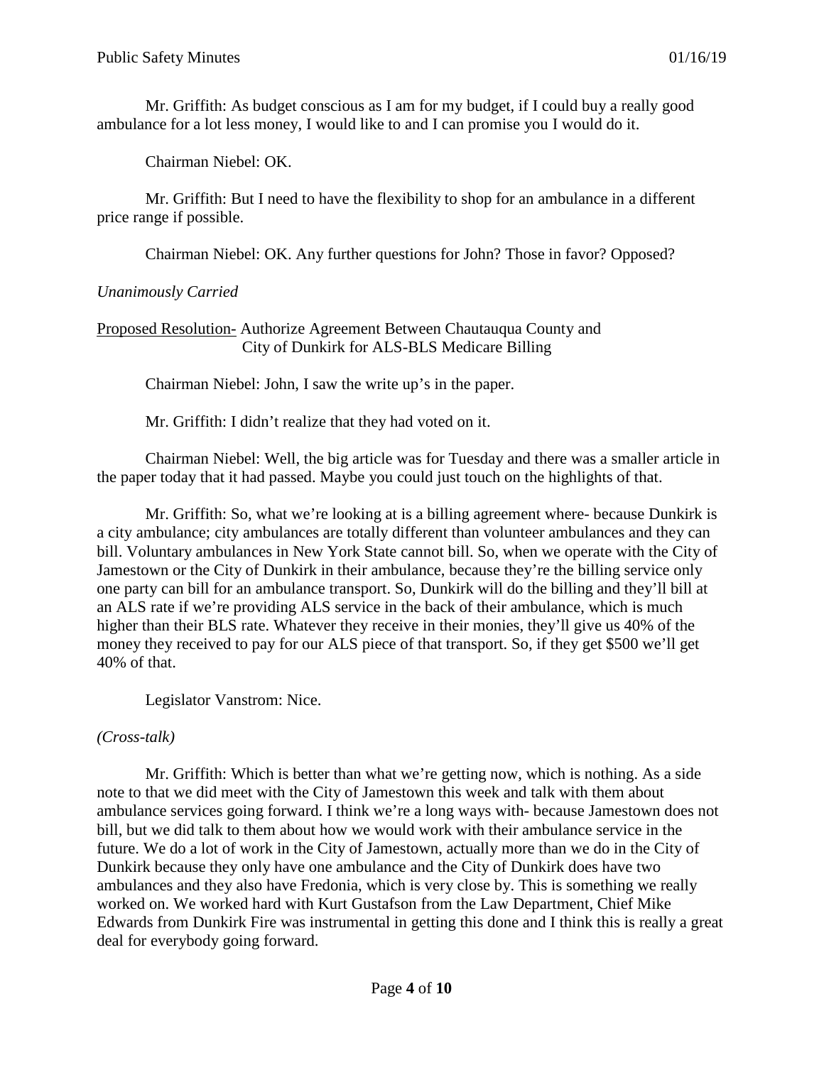Mr. Griffith: As budget conscious as I am for my budget, if I could buy a really good ambulance for a lot less money, I would like to and I can promise you I would do it.

Chairman Niebel: OK.

Mr. Griffith: But I need to have the flexibility to shop for an ambulance in a different price range if possible.

Chairman Niebel: OK. Any further questions for John? Those in favor? Opposed?

*Unanimously Carried*

Proposed Resolution- Authorize Agreement Between Chautauqua County and City of Dunkirk for ALS-BLS Medicare Billing

Chairman Niebel: John, I saw the write up's in the paper.

Mr. Griffith: I didn't realize that they had voted on it.

Chairman Niebel: Well, the big article was for Tuesday and there was a smaller article in the paper today that it had passed. Maybe you could just touch on the highlights of that.

Mr. Griffith: So, what we're looking at is a billing agreement where- because Dunkirk is a city ambulance; city ambulances are totally different than volunteer ambulances and they can bill. Voluntary ambulances in New York State cannot bill. So, when we operate with the City of Jamestown or the City of Dunkirk in their ambulance, because they're the billing service only one party can bill for an ambulance transport. So, Dunkirk will do the billing and they'll bill at an ALS rate if we're providing ALS service in the back of their ambulance, which is much higher than their BLS rate. Whatever they receive in their monies, they'll give us 40% of the money they received to pay for our ALS piece of that transport. So, if they get $500 we'll get 40% of that.

Legislator Vanstrom: Nice.

*(Cross-talk)*

Mr. Griffith: Which is better than what we're getting now, which is nothing. As a side note to that we did meet with the City of Jamestown this week and talk with them about ambulance services going forward. I think we're a long ways with- because Jamestown does not bill, but we did talk to them about how we would work with their ambulance service in the future. We do a lot of work in the City of Jamestown, actually more than we do in the City of Dunkirk because they only have one ambulance and the City of Dunkirk does have two ambulances and they also have Fredonia, which is very close by. This is something we really worked on. We worked hard with Kurt Gustafson from the Law Department, Chief Mike Edwards from Dunkirk Fire was instrumental in getting this done and I think this is really a great deal for everybody going forward.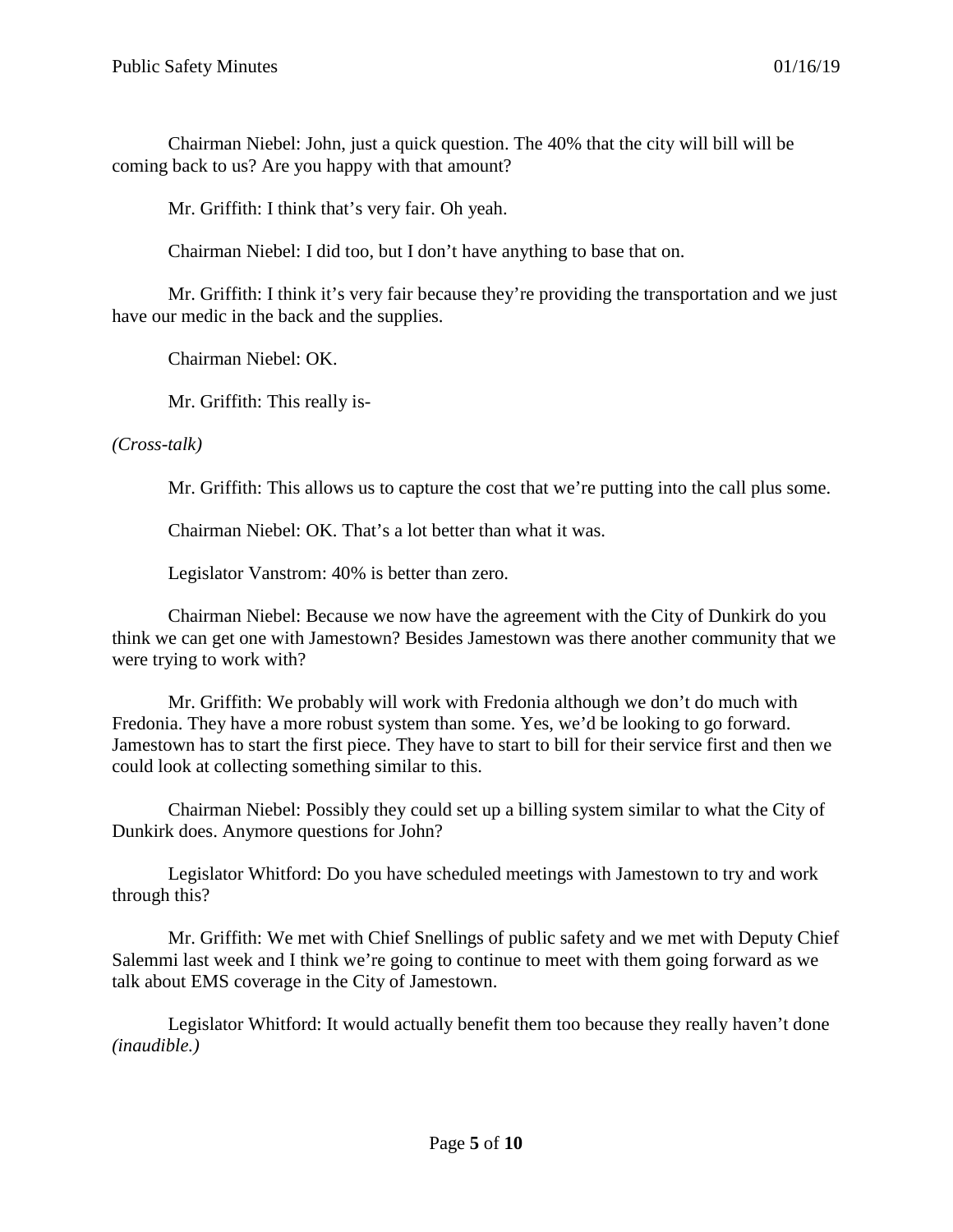Chairman Niebel: John, just a quick question. The 40% that the city will bill will be coming back to us? Are you happy with that amount?

Mr. Griffith: I think that's very fair. Oh yeah.

Chairman Niebel: I did too, but I don't have anything to base that on.

Mr. Griffith: I think it's very fair because they're providing the transportation and we just have our medic in the back and the supplies.

Chairman Niebel: OK.

Mr. Griffith: This really is-

*(Cross-talk)*

Mr. Griffith: This allows us to capture the cost that we're putting into the call plus some.

Chairman Niebel: OK. That's a lot better than what it was.

Legislator Vanstrom: 40% is better than zero.

Chairman Niebel: Because we now have the agreement with the City of Dunkirk do you think we can get one with Jamestown? Besides Jamestown was there another community that we were trying to work with?

Mr. Griffith: We probably will work with Fredonia although we don't do much with Fredonia. They have a more robust system than some. Yes, we'd be looking to go forward. Jamestown has to start the first piece. They have to start to bill for their service first and then we could look at collecting something similar to this.

Chairman Niebel: Possibly they could set up a billing system similar to what the City of Dunkirk does. Anymore questions for John?

Legislator Whitford: Do you have scheduled meetings with Jamestown to try and work through this?

Mr. Griffith: We met with Chief Snellings of public safety and we met with Deputy Chief Salemmi last week and I think we're going to continue to meet with them going forward as we talk about EMS coverage in the City of Jamestown.

Legislator Whitford: It would actually benefit them too because they really haven't done *(inaudible.)*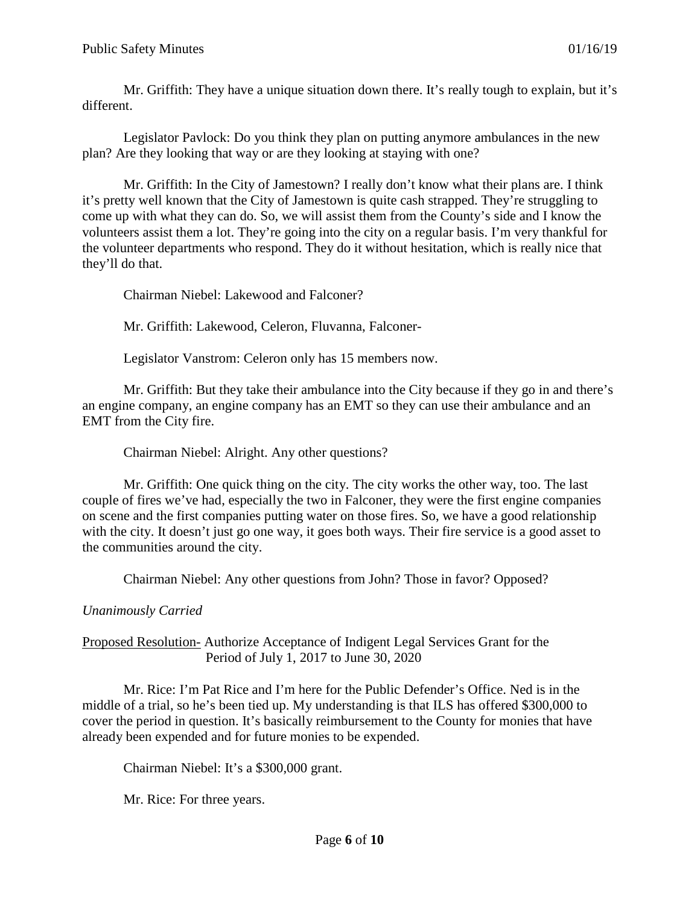Mr. Griffith: They have a unique situation down there. It's really tough to explain, but it's different.

Legislator Pavlock: Do you think they plan on putting anymore ambulances in the new plan? Are they looking that way or are they looking at staying with one?

Mr. Griffith: In the City of Jamestown? I really don't know what their plans are. I think it's pretty well known that the City of Jamestown is quite cash strapped. They're struggling to come up with what they can do. So, we will assist them from the County's side and I know the volunteers assist them a lot. They're going into the city on a regular basis. I'm very thankful for the volunteer departments who respond. They do it without hesitation, which is really nice that they'll do that.

Chairman Niebel: Lakewood and Falconer?

Mr. Griffith: Lakewood, Celeron, Fluvanna, Falconer-

Legislator Vanstrom: Celeron only has 15 members now.

Mr. Griffith: But they take their ambulance into the City because if they go in and there's an engine company, an engine company has an EMT so they can use their ambulance and an EMT from the City fire.

Chairman Niebel: Alright. Any other questions?

Mr. Griffith: One quick thing on the city. The city works the other way, too. The last couple of fires we've had, especially the two in Falconer, they were the first engine companies on scene and the first companies putting water on those fires. So, we have a good relationship with the city. It doesn't just go one way, it goes both ways. Their fire service is a good asset to the communities around the city.

Chairman Niebel: Any other questions from John? Those in favor? Opposed?

*Unanimously Carried*

Proposed Resolution- Authorize Acceptance of Indigent Legal Services Grant for the Period of July 1, 2017 to June 30, 2020

Mr. Rice: I'm Pat Rice and I'm here for the Public Defender's Office. Ned is in the middle of a trial, so he's been tied up. My understanding is that ILS has offered $300,000 to cover the period in question. It's basically reimbursement to the County for monies that have already been expended and for future monies to be expended.

Chairman Niebel: It's a $300,000 grant.

Mr. Rice: For three years.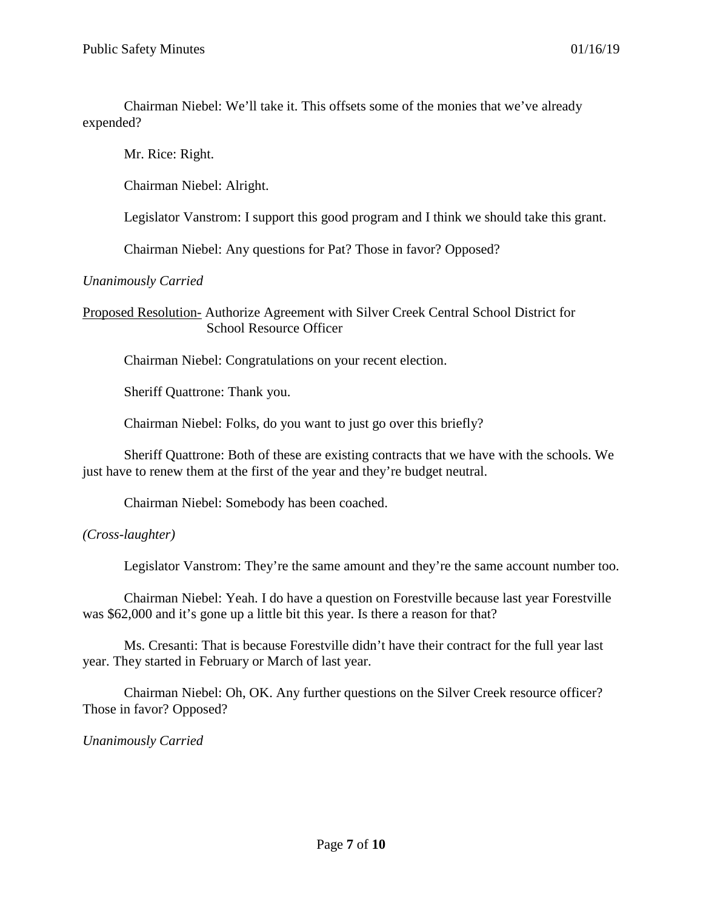Chairman Niebel: We'll take it. This offsets some of the monies that we've already expended?

Mr. Rice: Right.

Chairman Niebel: Alright.

Legislator Vanstrom: I support this good program and I think we should take this grant.

Chairman Niebel: Any questions for Pat? Those in favor? Opposed?

*Unanimously Carried*

Proposed Resolution- Authorize Agreement with Silver Creek Central School District for School Resource Officer

Chairman Niebel: Congratulations on your recent election.

Sheriff Quattrone: Thank you.

Chairman Niebel: Folks, do you want to just go over this briefly?

Sheriff Quattrone: Both of these are existing contracts that we have with the schools. We just have to renew them at the first of the year and they're budget neutral.

Chairman Niebel: Somebody has been coached.

*(Cross-laughter)*

Legislator Vanstrom: They're the same amount and they're the same account number too.

Chairman Niebel: Yeah. I do have a question on Forestville because last year Forestville was $62,000 and it's gone up a little bit this year. Is there a reason for that?

Ms. Cresanti: That is because Forestville didn't have their contract for the full year last year. They started in February or March of last year.

Chairman Niebel: Oh, OK. Any further questions on the Silver Creek resource officer? Those in favor? Opposed?

*Unanimously Carried*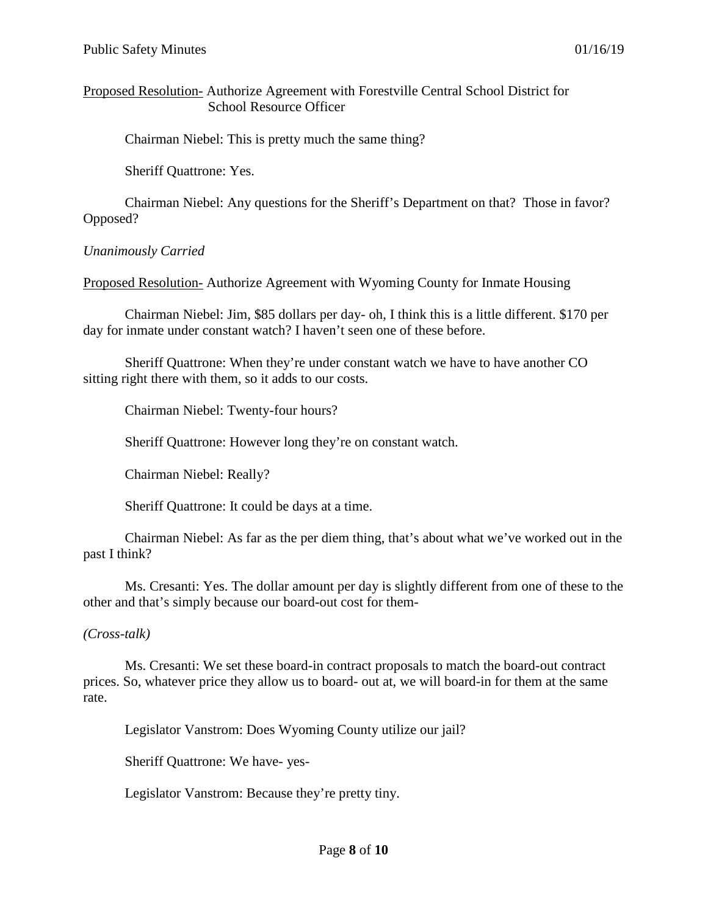<u>Proposed Resolution-</u> Authorize Agreement with Forestville Central School District for School Resource Officer

Chairman Niebel: This is pretty much the same thing?

Sheriff Quattrone: Yes.

Chairman Niebel: Any questions for the Sheriff's Department on that? Those in favor? Opposed?

*Unanimously Carried*

<u>Proposed Resolution-</u> Authorize Agreement with Wyoming County for Inmate Housing

Chairman Niebel: Jim, $85 dollars per day- oh, I think this is a little different. $170 per day for inmate under constant watch? I haven't seen one of these before.

Sheriff Quattrone: When they're under constant watch we have to have another CO sitting right there with them, so it adds to our costs.

Chairman Niebel: Twenty-four hours?

Sheriff Quattrone: However long they're on constant watch.

Chairman Niebel: Really?

Sheriff Quattrone: It could be days at a time.

Chairman Niebel: As far as the per diem thing, that's about what we've worked out in the past I think?

Ms. Cresanti: Yes. The dollar amount per day is slightly different from one of these to the other and that's simply because our board-out cost for them-

*(Cross-talk)*

Ms. Cresanti: We set these board-in contract proposals to match the board-out contract prices. So, whatever price they allow us to board- out at, we will board-in for them at the same rate.

Legislator Vanstrom: Does Wyoming County utilize our jail?

Sheriff Quattrone: We have- yes-

Legislator Vanstrom: Because they're pretty tiny.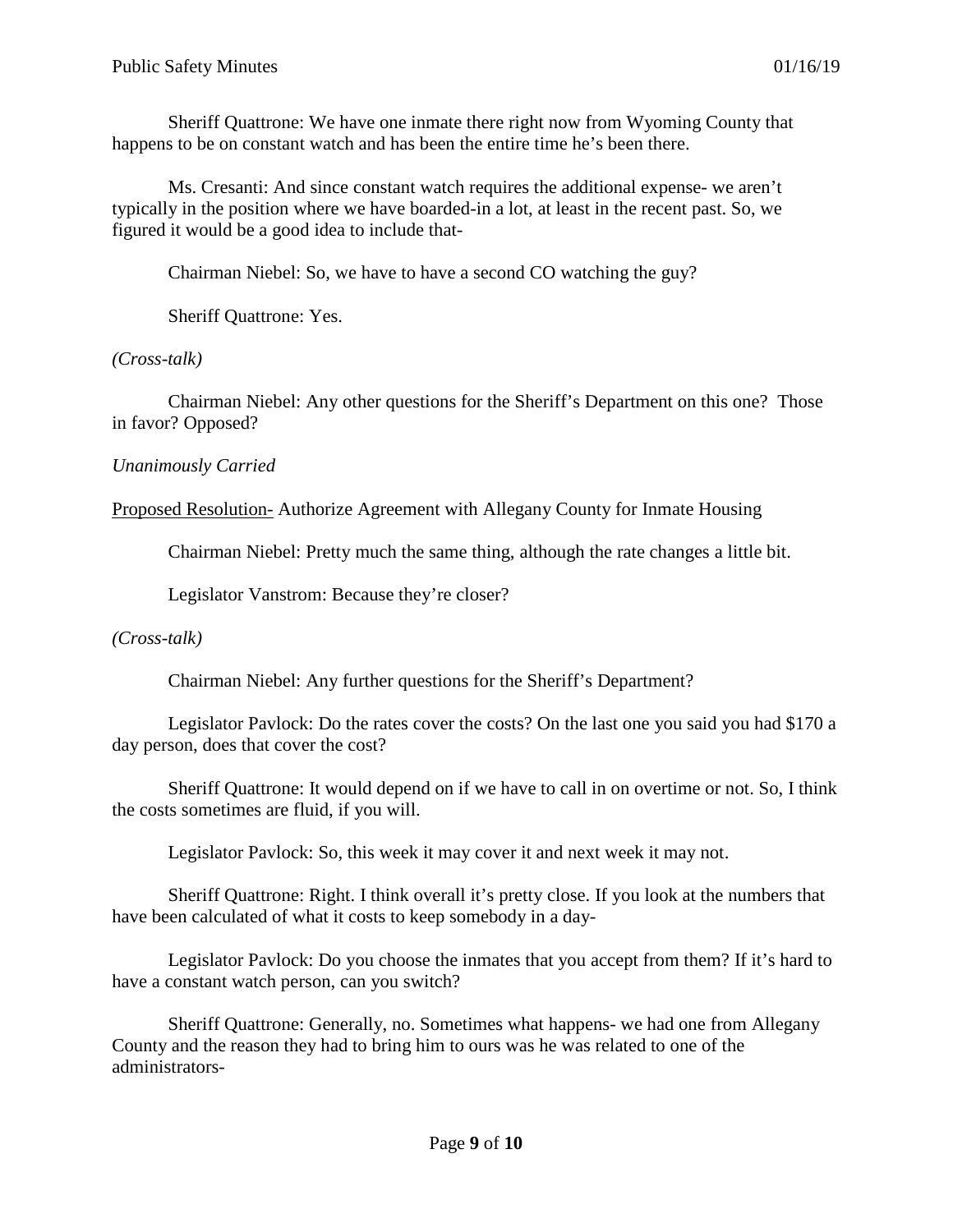Sheriff Quattrone: We have one inmate there right now from Wyoming County that happens to be on constant watch and has been the entire time he's been there.

Ms. Cresanti: And since constant watch requires the additional expense- we aren't typically in the position where we have boarded-in a lot, at least in the recent past. So, we figured it would be a good idea to include that-

Chairman Niebel: So, we have to have a second CO watching the guy?

Sheriff Quattrone: Yes.

*(Cross-talk)*

Chairman Niebel: Any other questions for the Sheriff's Department on this one? Those in favor? Opposed?

*Unanimously Carried*

<u>Proposed Resolution-</u> Authorize Agreement with Allegany County for Inmate Housing

Chairman Niebel: Pretty much the same thing, although the rate changes a little bit.

Legislator Vanstrom: Because they're closer?

*(Cross-talk)*

Chairman Niebel: Any further questions for the Sheriff's Department?

Legislator Pavlock: Do the rates cover the costs? On the last one you said you had \$170 a day person, does that cover the cost?

Sheriff Quattrone: It would depend on if we have to call in on overtime or not. So, I think the costs sometimes are fluid, if you will.

Legislator Pavlock: So, this week it may cover it and next week it may not.

Sheriff Quattrone: Right. I think overall it's pretty close. If you look at the numbers that have been calculated of what it costs to keep somebody in a day-

Legislator Pavlock: Do you choose the inmates that you accept from them? If it's hard to have a constant watch person, can you switch?

Sheriff Quattrone: Generally, no. Sometimes what happens- we had one from Allegany County and the reason they had to bring him to ours was he was related to one of the administrators-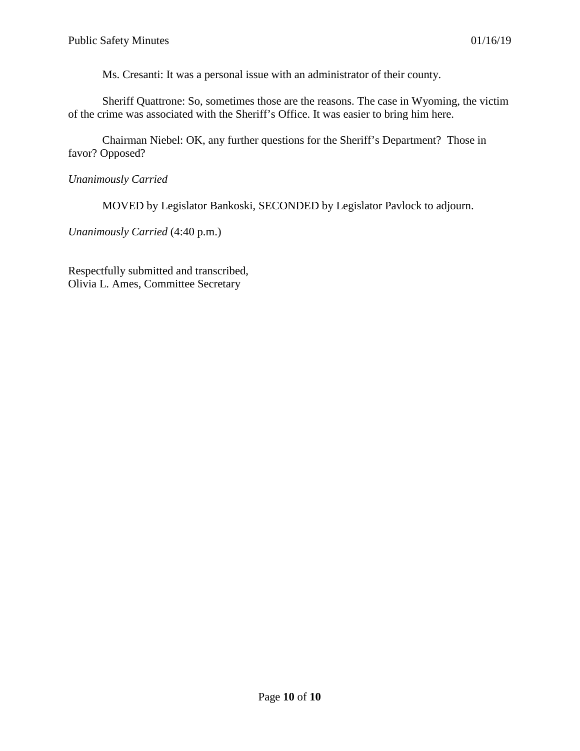Ms. Cresanti: It was a personal issue with an administrator of their county.

Sheriff Quattrone: So, sometimes those are the reasons. The case in Wyoming, the victim of the crime was associated with the Sheriff's Office. It was easier to bring him here.

Chairman Niebel: OK, any further questions for the Sheriff's Department? Those in favor? Opposed?

*Unanimously Carried*

MOVED by Legislator Bankoski, SECONDED by Legislator Pavlock to adjourn.

*Unanimously Carried* (4:40 p.m.)

Respectfully submitted and transcribed,
Olivia L. Ames, Committee Secretary